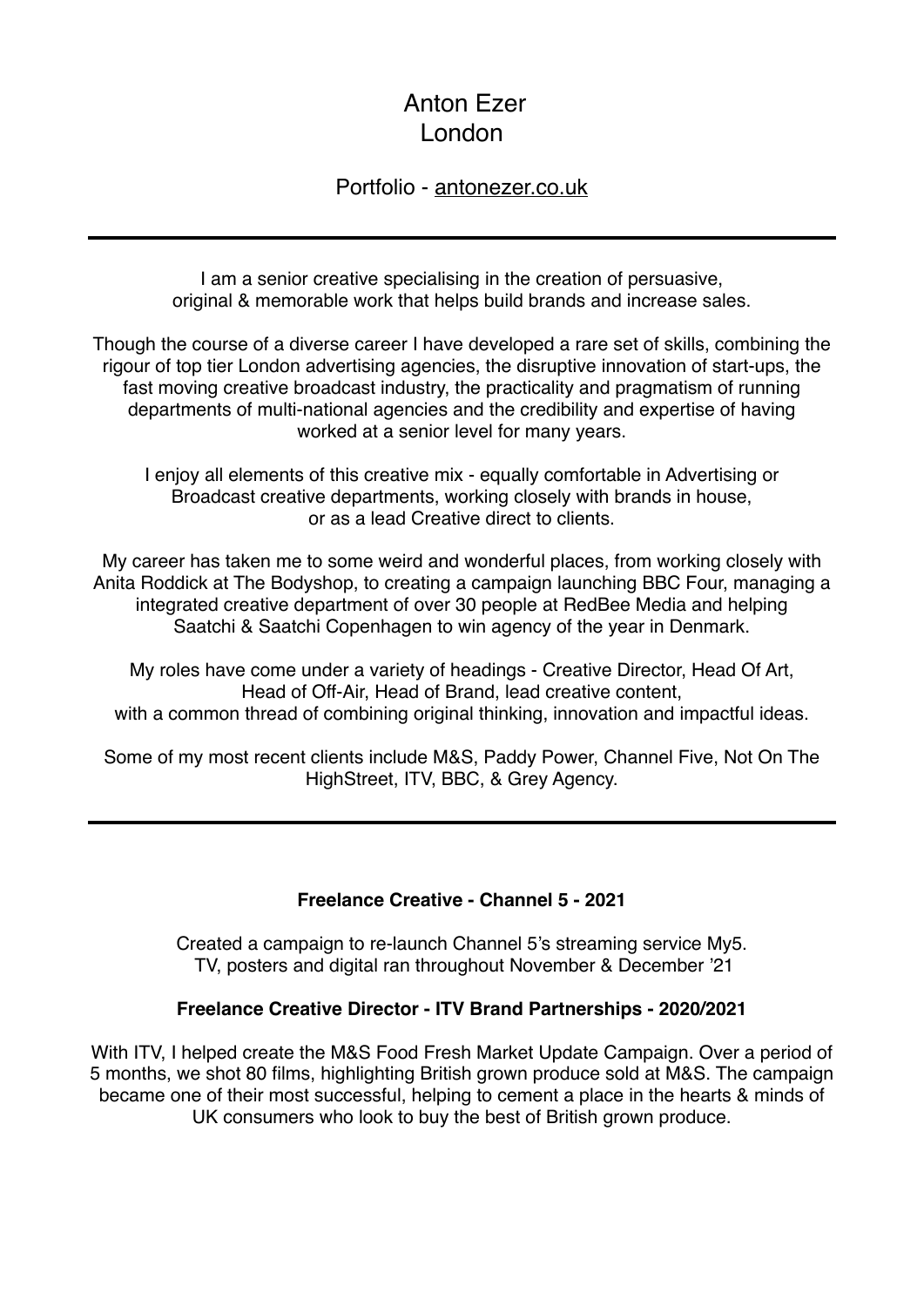# Anton Ezer
London

Portfolio - [antonezer.co.uk](antonezer.co.uk)

---

I am a senior creative specialising in the creation of persuasive, original & memorable work that helps build brands and increase sales.

Though the course of a diverse career I have developed a rare set of skills, combining the rigour of top tier London advertising agencies, the disruptive innovation of start-ups, the fast moving creative broadcast industry, the practicality and pragmatism of running departments of multi-national agencies and the credibility and expertise of having worked at a senior level for many years.

I enjoy all elements of this creative mix - equally comfortable in Advertising or Broadcast creative departments, working closely with brands in house, or as a lead Creative direct to clients.

My career has taken me to some weird and wonderful places, from working closely with Anita Roddick at The Bodyshop, to creating a campaign launching BBC Four, managing a integrated creative department of over 30 people at RedBee Media and helping Saatchi & Saatchi Copenhagen to win agency of the year in Denmark.

My roles have come under a variety of headings - Creative Director, Head Of Art, Head of Off-Air, Head of Brand, lead creative content, with a common thread of combining original thinking, innovation and impactful ideas.

Some of my most recent clients include M&S, Paddy Power, Channel Five, Not On The HighStreet, ITV, BBC, & Grey Agency.

---

**Freelance Creative - Channel 5 - 2021**

Created a campaign to re-launch Channel 5's streaming service My5. TV, posters and digital ran throughout November & December '21

**Freelance Creative Director - ITV Brand Partnerships - 2020/2021**

With ITV, I helped create the M&S Food Fresh Market Update Campaign. Over a period of 5 months, we shot 80 films, highlighting British grown produce sold at M&S. The campaign became one of their most successful, helping to cement a place in the hearts & minds of UK consumers who look to buy the best of British grown produce.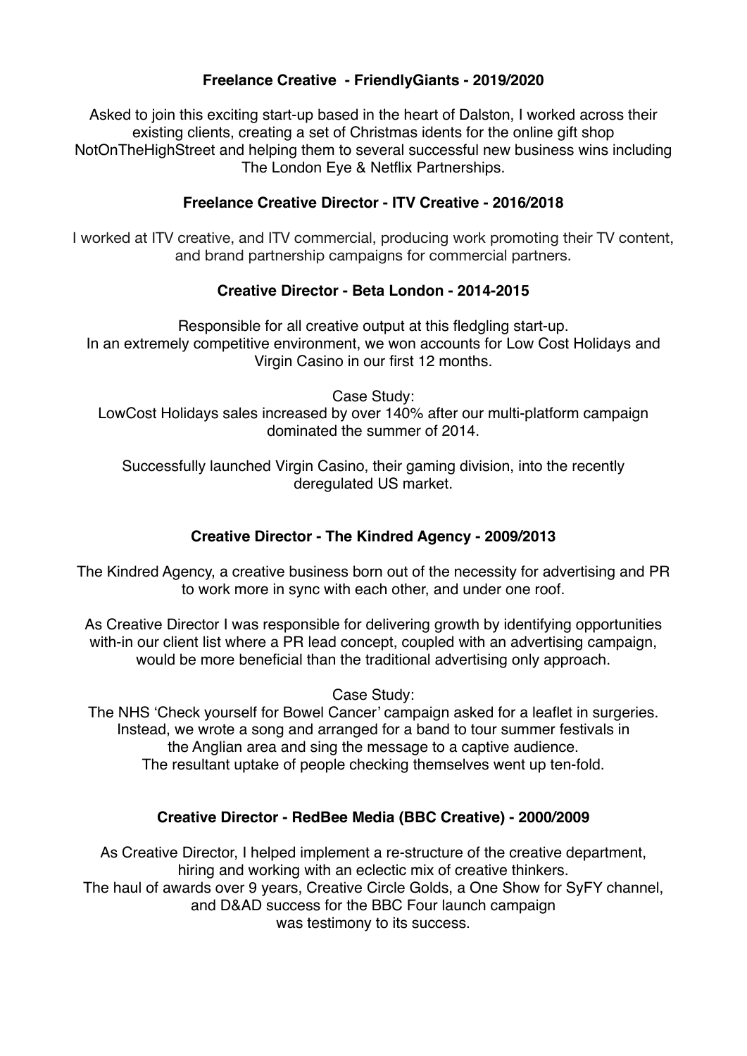**Freelance Creative - FriendlyGiants - 2019/2020**

Asked to join this exciting start-up based in the heart of Dalston, I worked across their existing clients, creating a set of Christmas idents for the online gift shop NotOnTheHighStreet and helping them to several successful new business wins including The London Eye & Netflix Partnerships.

**Freelance Creative Director - ITV Creative - 2016/2018**

I worked at ITV creative, and ITV commercial, producing work promoting their TV content, and brand partnership campaigns for commercial partners.

**Creative Director - Beta London - 2014-2015**

Responsible for all creative output at this fledgling start-up.
In an extremely competitive environment, we won accounts for Low Cost Holidays and Virgin Casino in our first 12 months.

Case Study:
LowCost Holidays sales increased by over 140% after our multi-platform campaign dominated the summer of 2014.

Successfully launched Virgin Casino, their gaming division, into the recently deregulated US market.

**Creative Director - The Kindred Agency - 2009/2013**

The Kindred Agency, a creative business born out of the necessity for advertising and PR to work more in sync with each other, and under one roof.

As Creative Director I was responsible for delivering growth by identifying opportunities with-in our client list where a PR lead concept, coupled with an advertising campaign, would be more beneficial than the traditional advertising only approach.

Case Study:
The NHS 'Check yourself for Bowel Cancer' campaign asked for a leaflet in surgeries.
Instead, we wrote a song and arranged for a band to tour summer festivals in the Anglian area and sing the message to a captive audience.
The resultant uptake of people checking themselves went up ten-fold.

**Creative Director - RedBee Media (BBC Creative) - 2000/2009**

As Creative Director, I helped implement a re-structure of the creative department, hiring and working with an eclectic mix of creative thinkers.
The haul of awards over 9 years, Creative Circle Golds, a One Show for SyFY channel, and D&AD success for the BBC Four launch campaign
was testimony to its success.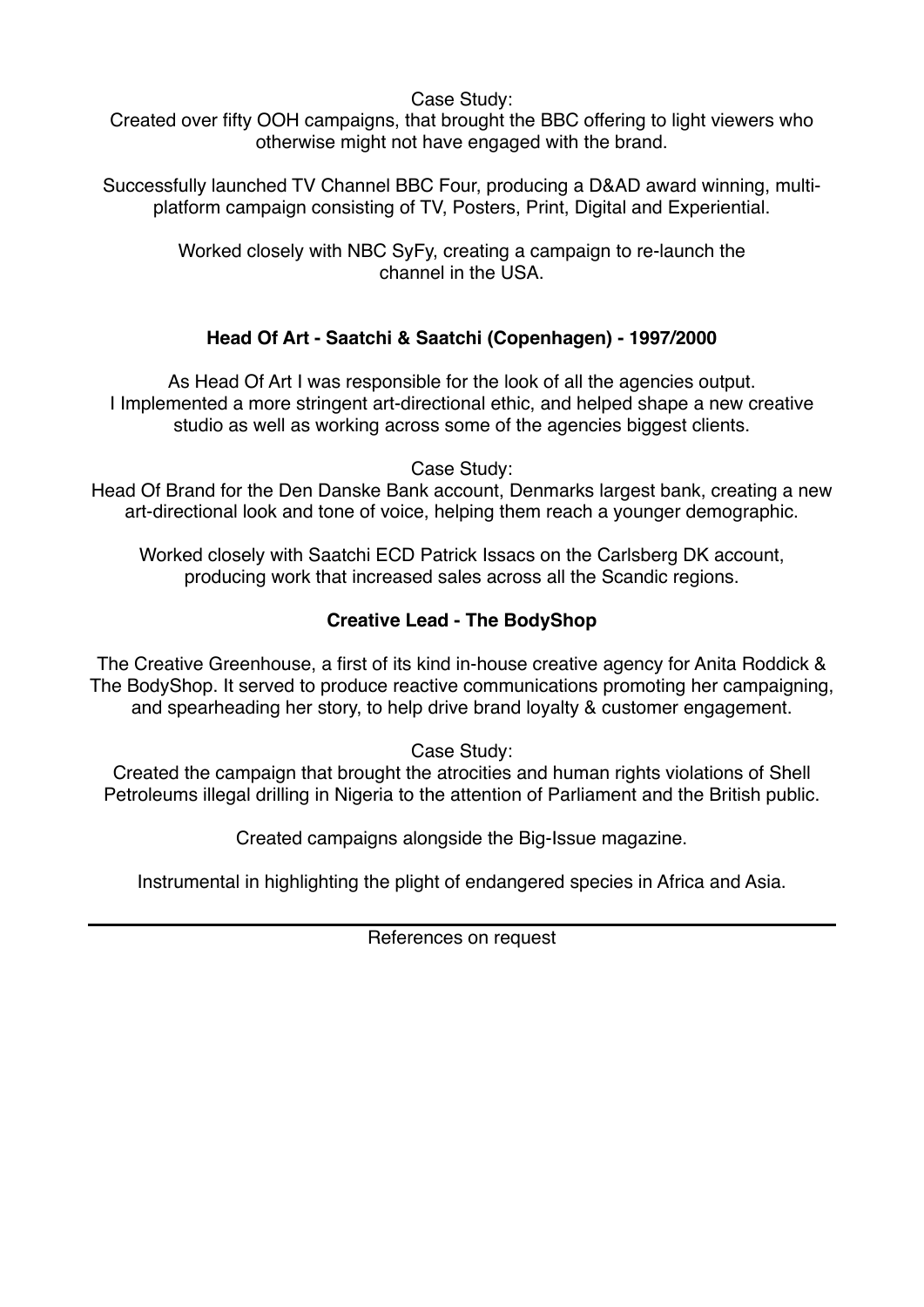Case Study:
Created over fifty OOH campaigns, that brought the BBC offering to light viewers who otherwise might not have engaged with the brand.

Successfully launched TV Channel BBC Four, producing a D&AD award winning, multi-platform campaign consisting of TV, Posters, Print, Digital and Experiential.

Worked closely with NBC SyFy, creating a campaign to re-launch the channel in the USA.

**Head Of Art - Saatchi & Saatchi (Copenhagen) - 1997/2000**

As Head Of Art I was responsible for the look of all the agencies output.
I Implemented a more stringent art-directional ethic, and helped shape a new creative studio as well as working across some of the agencies biggest clients.

Case Study:
Head Of Brand for the Den Danske Bank account, Denmarks largest bank, creating a new art-directional look and tone of voice, helping them reach a younger demographic.

Worked closely with Saatchi ECD Patrick Issacs on the Carlsberg DK account, producing work that increased sales across all the Scandic regions.

**Creative Lead - The BodyShop**

The Creative Greenhouse, a first of its kind in-house creative agency for Anita Roddick & The BodyShop. It served to produce reactive communications promoting her campaigning, and spearheading her story, to help drive brand loyalty & customer engagement.

Case Study:
Created the campaign that brought the atrocities and human rights violations of Shell Petroleums illegal drilling in Nigeria to the attention of Parliament and the British public.

Created campaigns alongside the Big-Issue magazine.

Instrumental in highlighting the plight of endangered species in Africa and Asia.

---

References on request